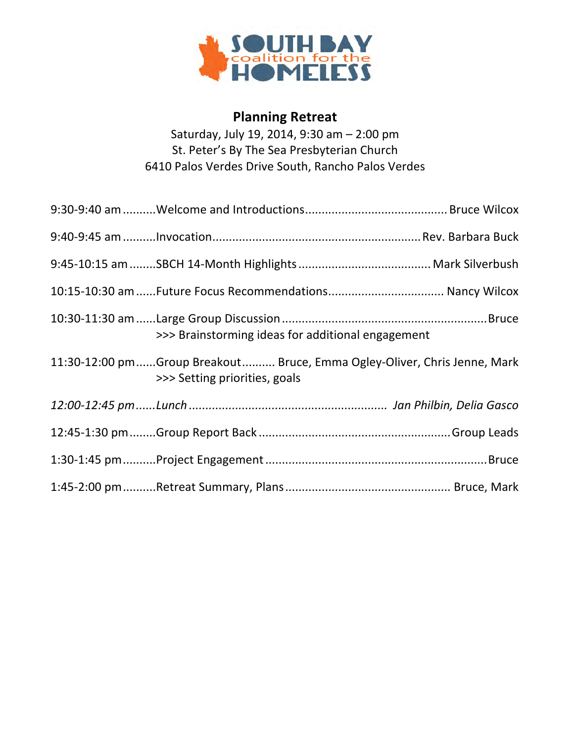SOUTH BAY coalition for the HOMELESS

## Planning Retreat

Saturday, July 19, 2014, 9:30 am – 2:00 pm
St. Peter's By The Sea Presbyterian Church
6410 Palos Verdes Drive South, Rancho Palos Verdes

9:30-9:40 am..........Welcome and Introductions.......................................... Bruce Wilcox

9:40-9:45 am..........Invocation.............................................................Rev. Barbara Buck

9:45-10:15 am........SBCH 14-Month Highlights....................................... Mark Silverbush

10:15-10:30 am......Future Focus Recommendations.................................. Nancy Wilcox

10:30-11:30 am......Large Group Discussion.............................................................Bruce
>>> Brainstorming ideas for additional engagement

11:30-12:00 pm......Group Breakout.......... Bruce, Emma Ogley-Oliver, Chris Jenne, Mark
>>> Setting priorities, goals

*12:00-12:45 pm......Lunch.......................................................... Jan Philbin, Delia Gasco*

12:45-1:30 pm........Group Report Back........................................................Group Leads

1:30-1:45 pm..........Project Engagement.................................................................Bruce

1:45-2:00 pm..........Retreat Summary, Plans................................................ Bruce, Mark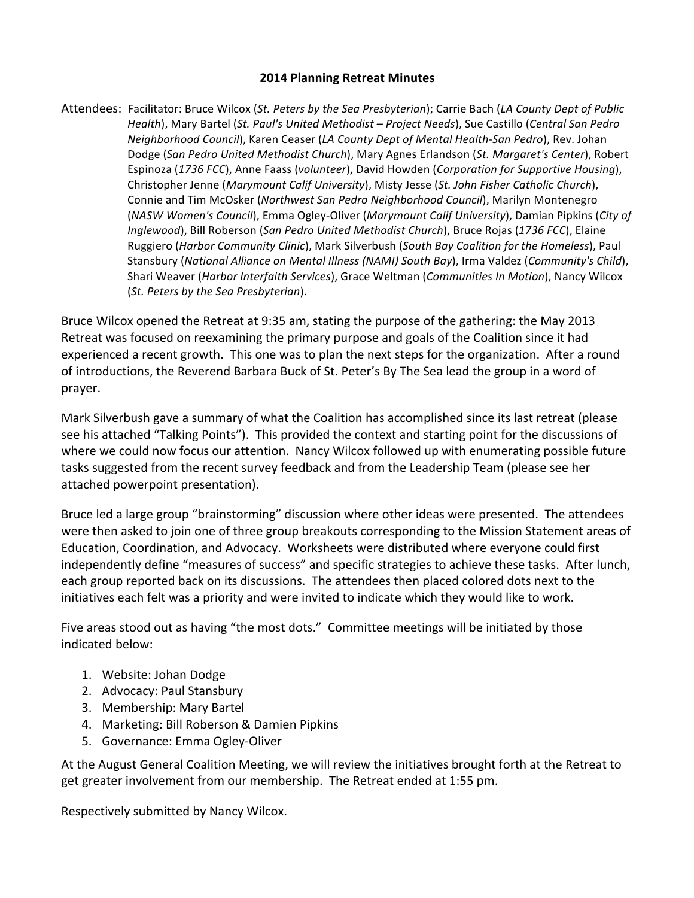## 2014 Planning Retreat Minutes

Attendees: Facilitator: Bruce Wilcox (*St. Peters by the Sea Presbyterian*); Carrie Bach (*LA County Dept of Public Health*), Mary Bartel (*St. Paul's United Methodist – Project Needs*), Sue Castillo (*Central San Pedro Neighborhood Council*), Karen Ceaser (*LA County Dept of Mental Health-San Pedro*), Rev. Johan Dodge (*San Pedro United Methodist Church*), Mary Agnes Erlandson (*St. Margaret's Center*), Robert Espinoza (*1736 FCC*), Anne Faass (*volunteer*), David Howden (*Corporation for Supportive Housing*), Christopher Jenne (*Marymount Calif University*), Misty Jesse (*St. John Fisher Catholic Church*), Connie and Tim McOsker (*Northwest San Pedro Neighborhood Council*), Marilyn Montenegro (*NASW Women's Council*), Emma Ogley-Oliver (*Marymount Calif University*), Damian Pipkins (*City of Inglewood*), Bill Roberson (*San Pedro United Methodist Church*), Bruce Rojas (*1736 FCC*), Elaine Ruggiero (*Harbor Community Clinic*), Mark Silverbush (*South Bay Coalition for the Homeless*), Paul Stansbury (*National Alliance on Mental Illness (NAMI) South Bay*), Irma Valdez (*Community's Child*), Shari Weaver (*Harbor Interfaith Services*), Grace Weltman (*Communities In Motion*), Nancy Wilcox (*St. Peters by the Sea Presbyterian*).

Bruce Wilcox opened the Retreat at 9:35 am, stating the purpose of the gathering: the May 2013 Retreat was focused on reexamining the primary purpose and goals of the Coalition since it had experienced a recent growth. This one was to plan the next steps for the organization. After a round of introductions, the Reverend Barbara Buck of St. Peter's By The Sea lead the group in a word of prayer.

Mark Silverbush gave a summary of what the Coalition has accomplished since its last retreat (please see his attached "Talking Points"). This provided the context and starting point for the discussions of where we could now focus our attention. Nancy Wilcox followed up with enumerating possible future tasks suggested from the recent survey feedback and from the Leadership Team (please see her attached powerpoint presentation).

Bruce led a large group "brainstorming" discussion where other ideas were presented. The attendees were then asked to join one of three group breakouts corresponding to the Mission Statement areas of Education, Coordination, and Advocacy. Worksheets were distributed where everyone could first independently define "measures of success" and specific strategies to achieve these tasks. After lunch, each group reported back on its discussions. The attendees then placed colored dots next to the initiatives each felt was a priority and were invited to indicate which they would like to work.

Five areas stood out as having "the most dots." Committee meetings will be initiated by those indicated below:

1. Website: Johan Dodge
2. Advocacy: Paul Stansbury
3. Membership: Mary Bartel
4. Marketing: Bill Roberson & Damien Pipkins
5. Governance: Emma Ogley-Oliver

At the August General Coalition Meeting, we will review the initiatives brought forth at the Retreat to get greater involvement from our membership. The Retreat ended at 1:55 pm.

Respectively submitted by Nancy Wilcox.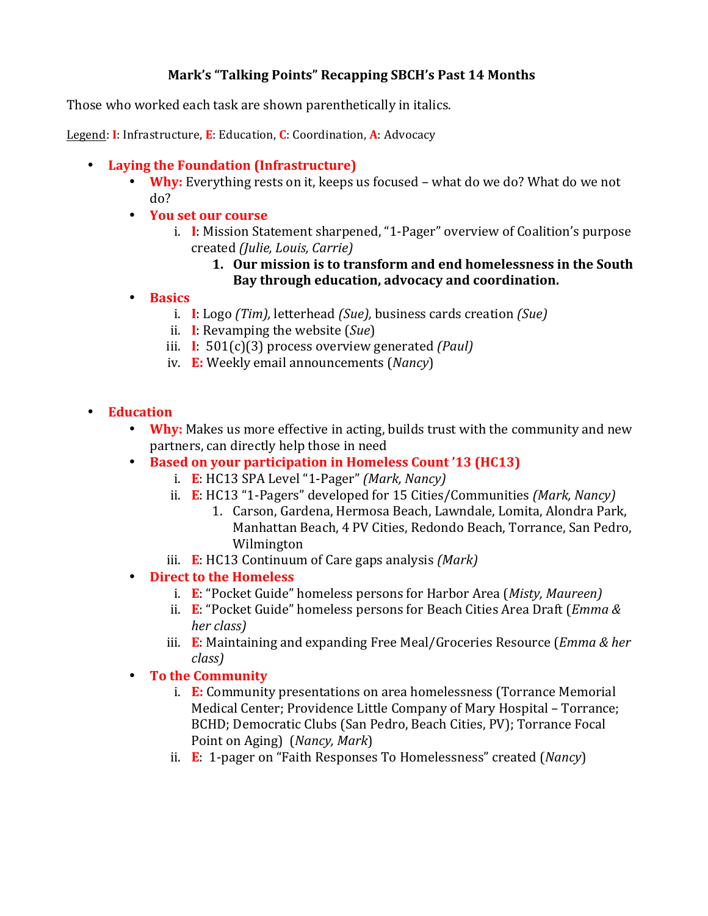# Mark's "Talking Points" Recapping SBCH's Past 14 Months

Those who worked each task are shown parenthetically in italics.

Legend: **I**: Infrastructure, **E**: Education, **C**: Coordination, **A**: Advocacy

- **Laying the Foundation (Infrastructure)**
  - **Why:** Everything rests on it, keeps us focused – what do we do? What do we not do?
  - **You set our course**
    1. **I**: Mission Statement sharpened, "1-Pager" overview of Coalition's purpose created *(Julie, Louis, Carrie)*
       1. **Our mission is to transform and end homelessness in the South Bay through education, advocacy and coordination.**
  - **Basics**
    1. **I**: Logo *(Tim),* letterhead *(Sue),* business cards creation *(Sue)*
    2. **I**: Revamping the website (*Sue*)
    3. **I**: 501(c)(3) process overview generated *(Paul)*
    4. **E:** Weekly email announcements (*Nancy*)

- **Education**
  - **Why:** Makes us more effective in acting, builds trust with the community and new partners, can directly help those in need
  - **Based on your participation in Homeless Count '13 (HC13)**
    1. **E**: HC13 SPA Level "1-Pager" *(Mark, Nancy)*
    2. **E**: HC13 "1-Pagers" developed for 15 Cities/Communities *(Mark, Nancy)*
       1. Carson, Gardena, Hermosa Beach, Lawndale, Lomita, Alondra Park, Manhattan Beach, 4 PV Cities, Redondo Beach, Torrance, San Pedro, Wilmington
    3. **E**: HC13 Continuum of Care gaps analysis *(Mark)*
  - **Direct to the Homeless**
    1. **E**: "Pocket Guide" homeless persons for Harbor Area (*Misty, Maureen)*
    2. **E**: "Pocket Guide" homeless persons for Beach Cities Area Draft (*Emma & her class)*
    3. **E**: Maintaining and expanding Free Meal/Groceries Resource (*Emma & her class)*
  - **To the Community**
    1. **E:** Community presentations on area homelessness (Torrance Memorial Medical Center; Providence Little Company of Mary Hospital – Torrance; BCHD; Democratic Clubs (San Pedro, Beach Cities, PV); Torrance Focal Point on Aging) (*Nancy, Mark*)
    2. **E**: 1-pager on "Faith Responses To Homelessness" created (*Nancy*)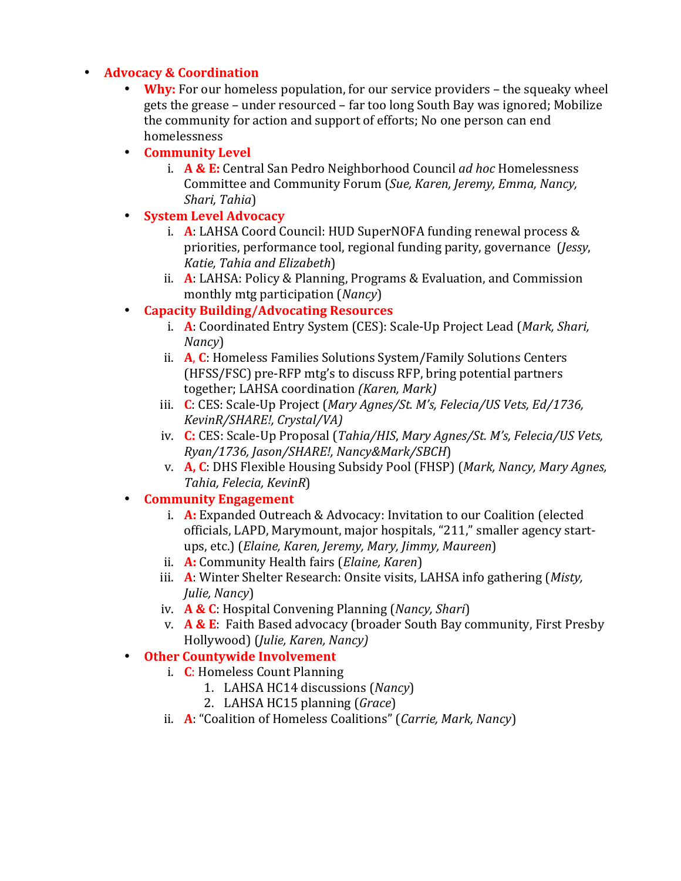- **Advocacy & Coordination**
    - **Why:** For our homeless population, for our service providers – the squeaky wheel gets the grease – under resourced – far too long South Bay was ignored; Mobilize the community for action and support of efforts; No one person can end homelessness
    - **Community Level**
        i. **A & E:** Central San Pedro Neighborhood Council *ad hoc* Homelessness Committee and Community Forum (*Sue, Karen, Jeremy, Emma, Nancy, Shari, Tahia*)
    - **System Level Advocacy**
        i. **A**: LAHSA Coord Council: HUD SuperNOFA funding renewal process & priorities, performance tool, regional funding parity, governance (*Jessy, Katie, Tahia and Elizabeth*)
        ii. **A**: LAHSA: Policy & Planning, Programs & Evaluation, and Commission monthly mtg participation (*Nancy*)
    - **Capacity Building/Advocating Resources**
        i. **A**: Coordinated Entry System (CES): Scale-Up Project Lead (*Mark, Shari, Nancy*)
        ii. **A, C**: Homeless Families Solutions System/Family Solutions Centers (HFSS/FSC) pre-RFP mtg's to discuss RFP, bring potential partners together; LAHSA coordination *(Karen, Mark)*
        iii. **C**: CES: Scale-Up Project (*Mary Agnes/St. M's, Felecia/US Vets, Ed/1736, KevinR/SHARE!, Crystal/VA)*
        iv. **C:** CES: Scale-Up Proposal (*Tahia/HIS*, *Mary Agnes/St. M's, Felecia/US Vets, Ryan/1736, Jason/SHARE!, Nancy&Mark/SBCH*)
        v. **A, C**: DHS Flexible Housing Subsidy Pool (FHSP) (*Mark, Nancy, Mary Agnes, Tahia, Felecia, KevinR*)
    - **Community Engagement**
        i. **A:** Expanded Outreach & Advocacy: Invitation to our Coalition (elected officials, LAPD, Marymount, major hospitals, "211," smaller agency start-ups, etc.) (*Elaine, Karen, Jeremy, Mary, Jimmy, Maureen*)
        ii. **A:** Community Health fairs (*Elaine, Karen*)
        iii. **A**: Winter Shelter Research: Onsite visits, LAHSA info gathering (*Misty, Julie, Nancy*)
        iv. **A & C**: Hospital Convening Planning (*Nancy, Shari*)
        v. **A & E**: Faith Based advocacy (broader South Bay community, First Presby Hollywood) (*Julie, Karen, Nancy)*
    - **Other Countywide Involvement**
        i. **C**: Homeless Count Planning
            1. LAHSA HC14 discussions (*Nancy*)
            2. LAHSA HC15 planning (*Grace*)
        ii. **A**: "Coalition of Homeless Coalitions" (*Carrie, Mark, Nancy*)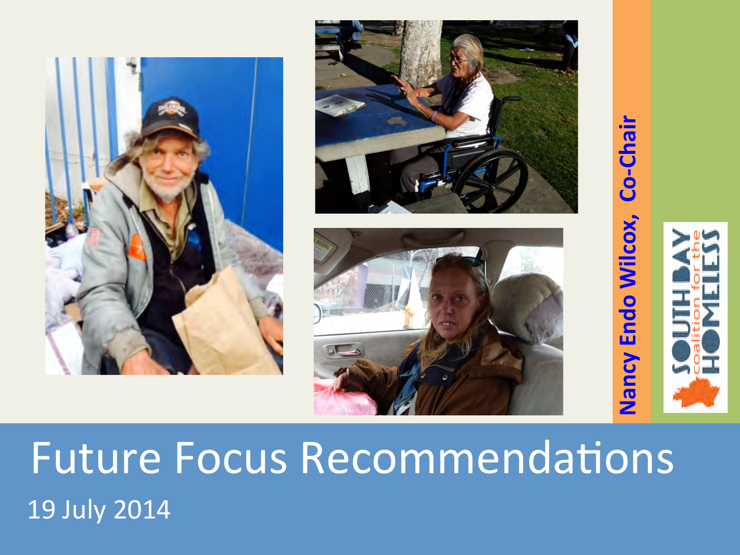# Future Focus Recommendations

19 July 2014

**Nancy Endo Wilcox, Co-Chair**

SOUTH BAY coalition for the HOMELESS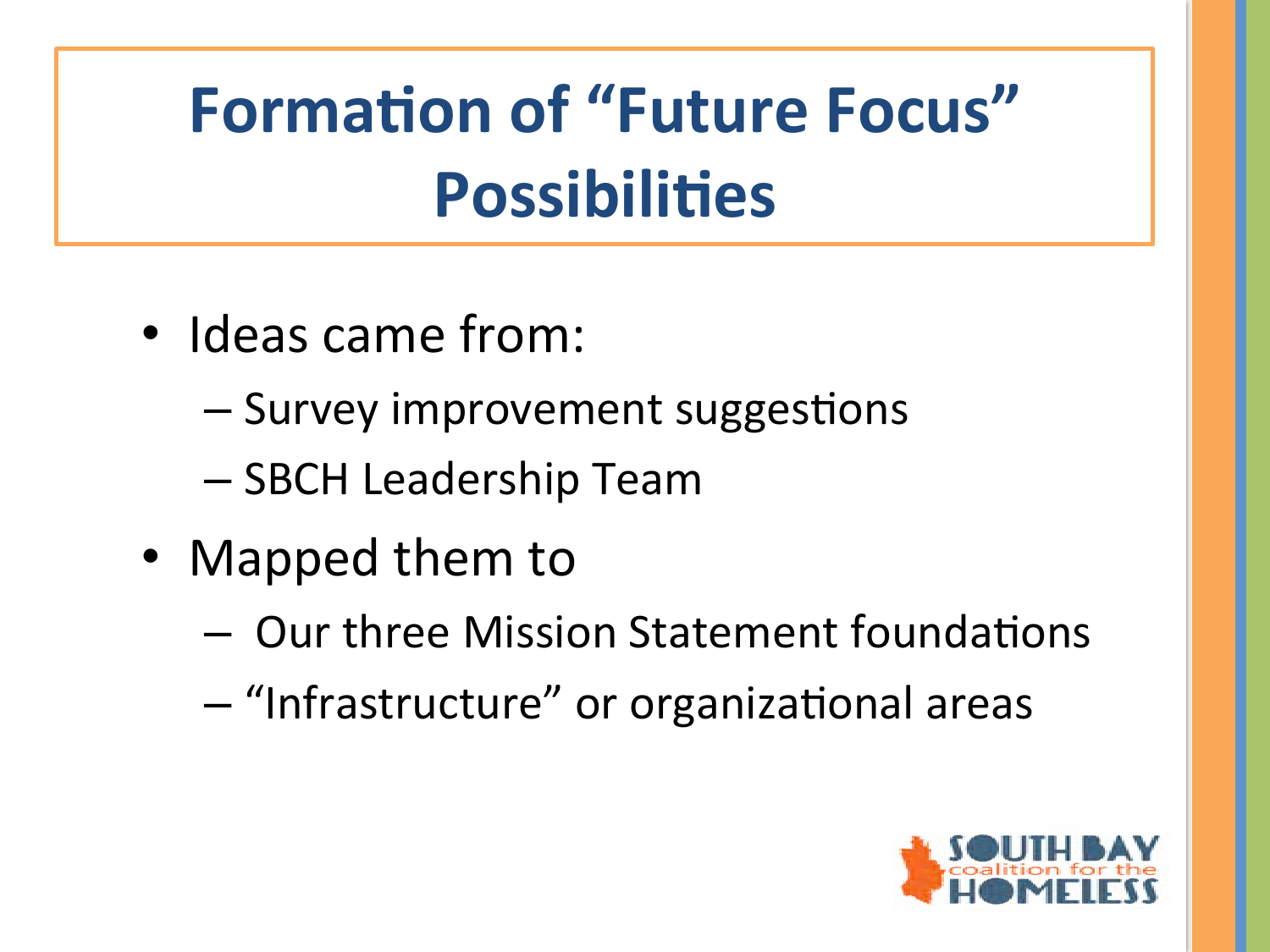# Formation of "Future Focus" Possibilities

- Ideas came from:
  - Survey improvement suggestions
  - SBCH Leadership Team
- Mapped them to
  - Our three Mission Statement foundations
  - "Infrastructure" or organizational areas

SOUTH BAY coalition for the HOMELESS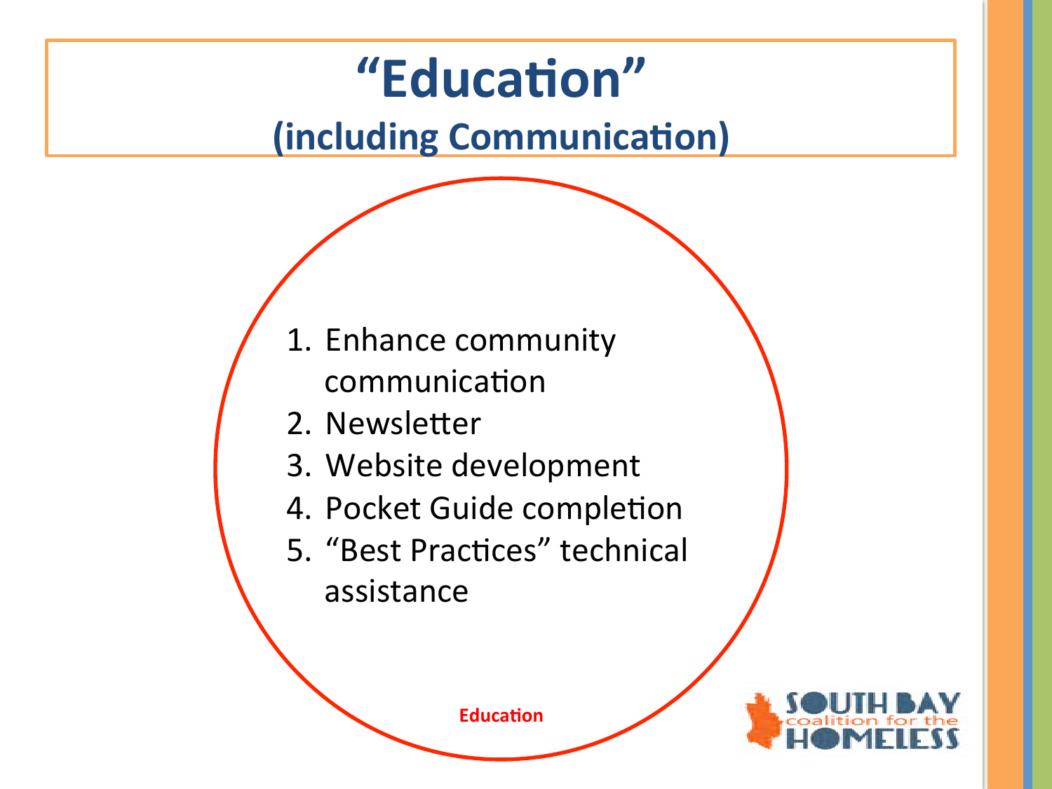# "Education"

## (including Communication)

1. Enhance community communication
2. Newsletter
3. Website development
4. Pocket Guide completion
5. "Best Practices" technical assistance

**Education**

SOUTH BAY coalition for the HOMELESS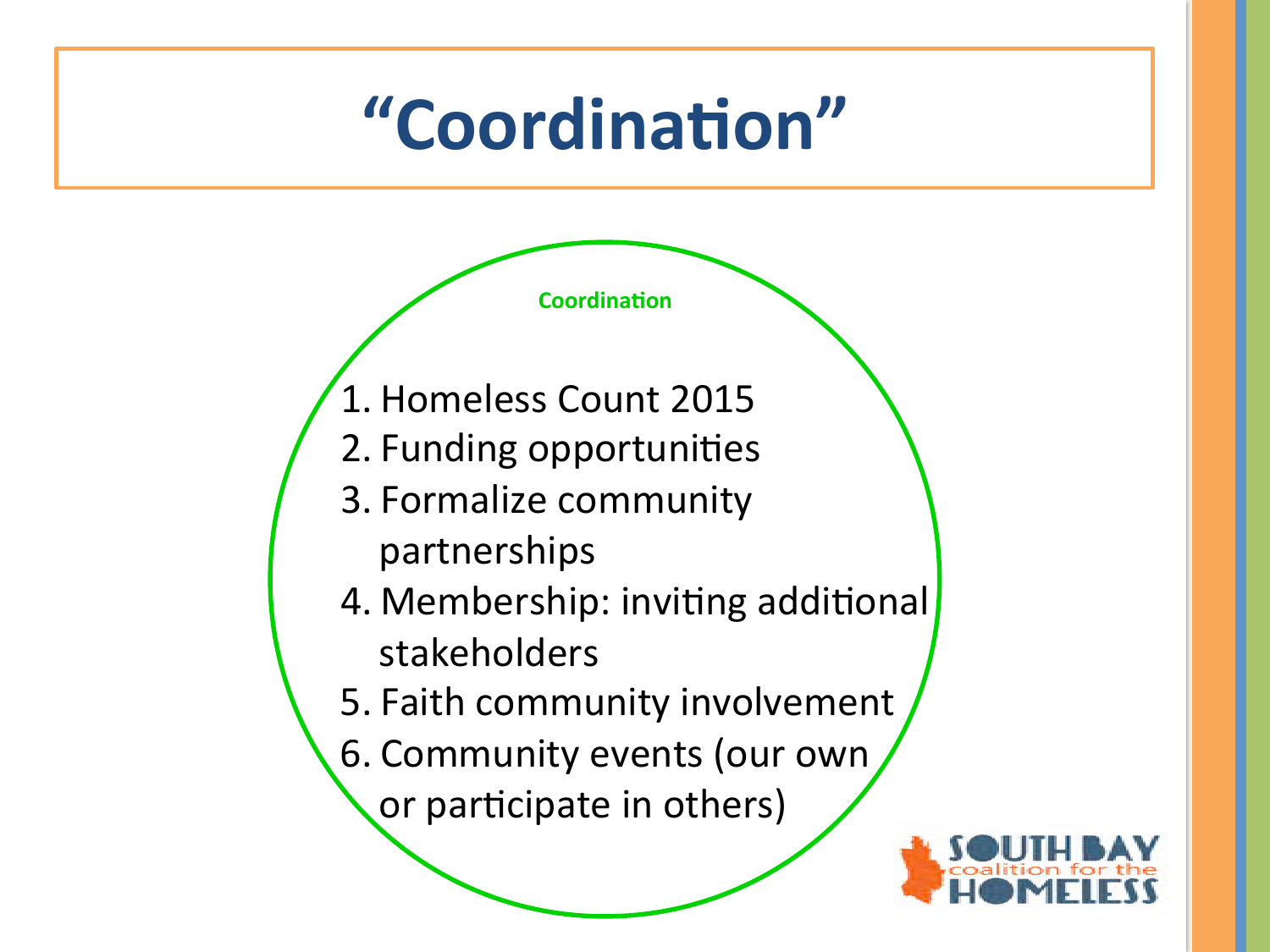# "Coordination"

**Coordination**

1. Homeless Count 2015
2. Funding opportunities
3. Formalize community partnerships
4. Membership: inviting additional stakeholders
5. Faith community involvement
6. Community events (our own or participate in others)

SOUTH BAY coalition for the HOMELESS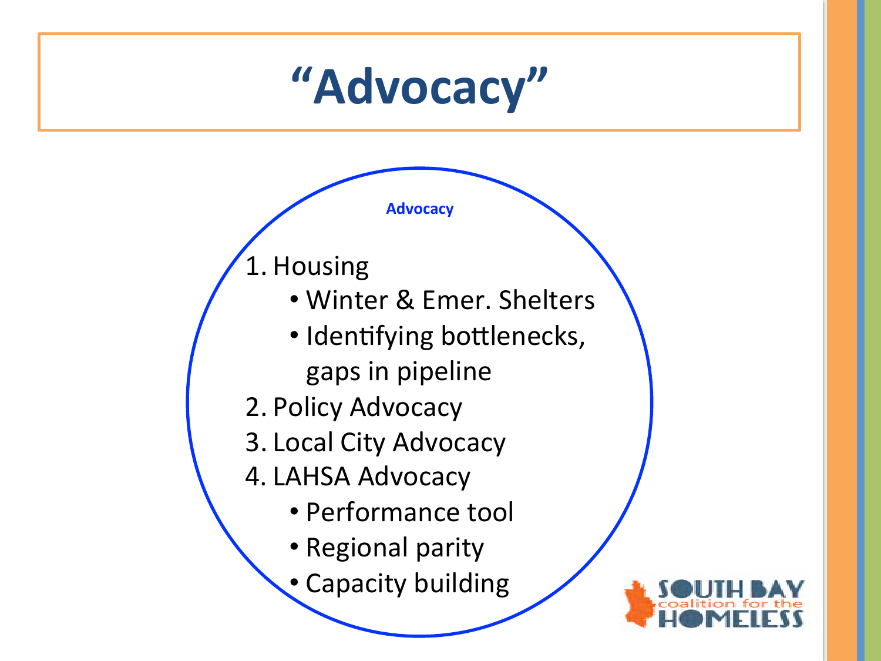# "Advocacy"

**Advocacy**

1. Housing
   - Winter & Emer. Shelters
   - Identifying bottlenecks, gaps in pipeline
2. Policy Advocacy
3. Local City Advocacy
4. LAHSA Advocacy
   - Performance tool
   - Regional parity
   - Capacity building

SOUTH BAY coalition for the HOMELESS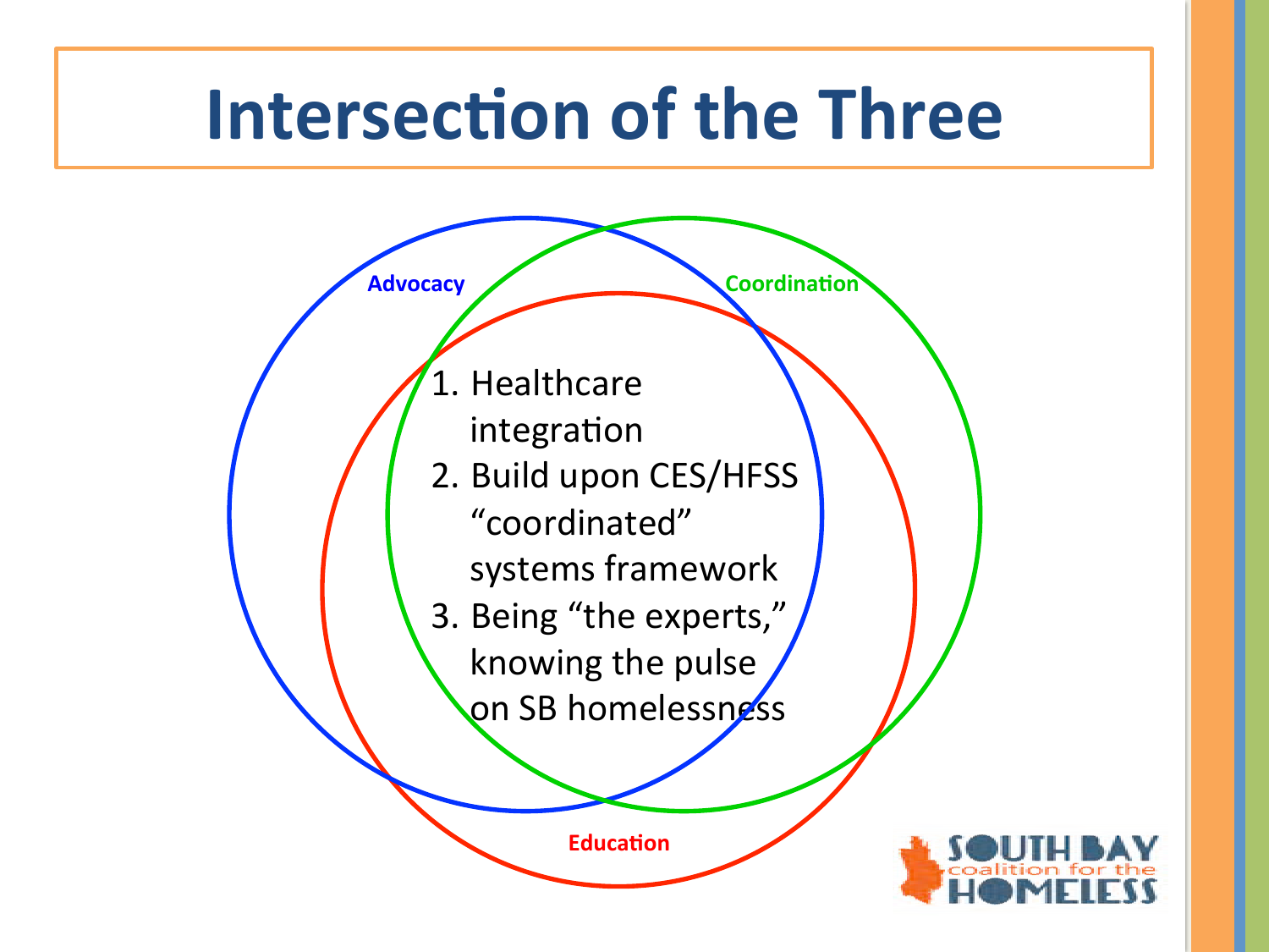# Intersection of the Three

Advocacy

Coordination

Education

1. Healthcare integration
2. Build upon CES/HFSS "coordinated" systems framework
3. Being "the experts," knowing the pulse on SB homelessness

SOUTH BAY coalition for the HOMELESS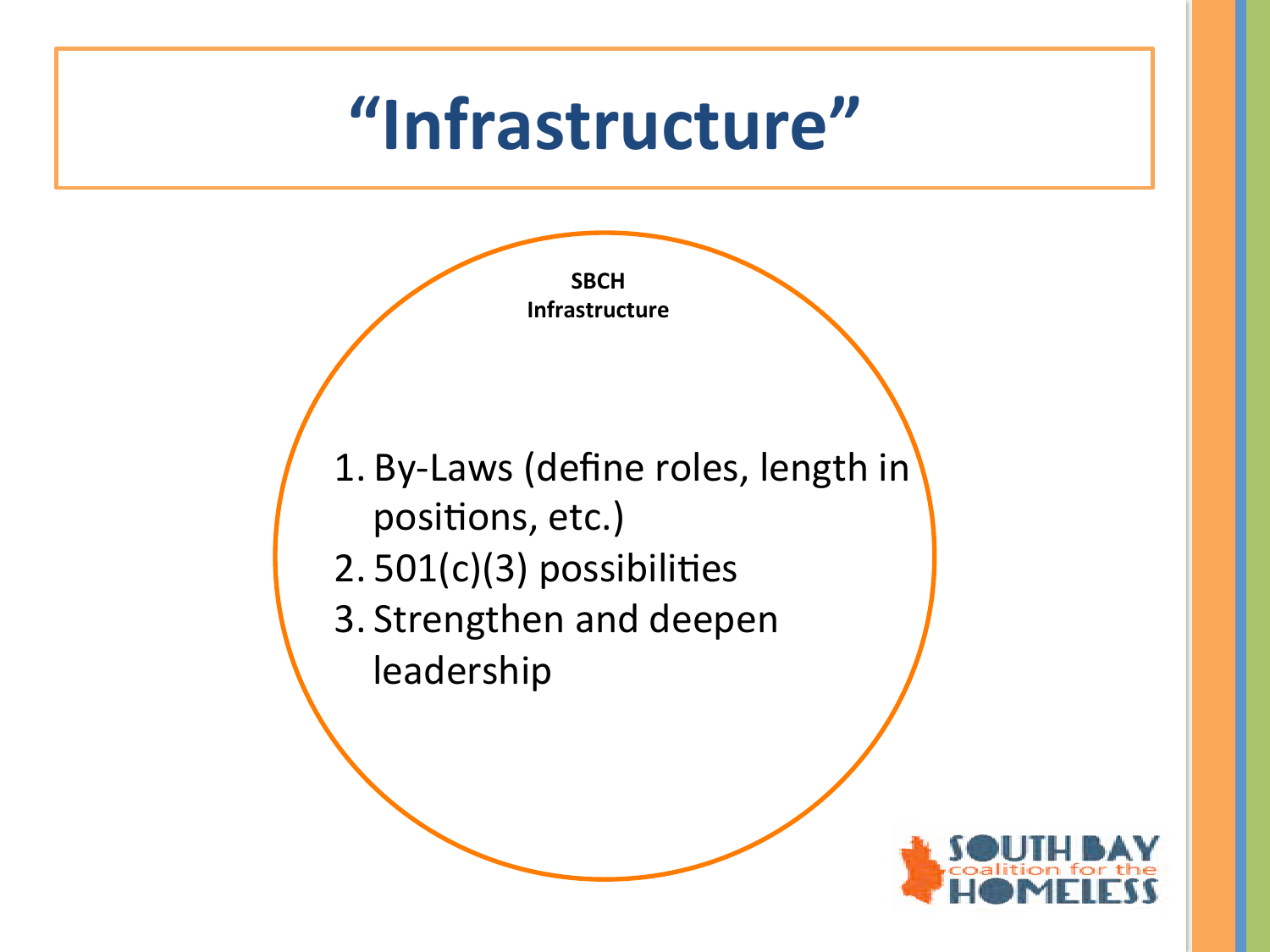# "Infrastructure"

**SBCH Infrastructure**

1. By-Laws (define roles, length in positions, etc.)
2. 501(c)(3) possibilities
3. Strengthen and deepen leadership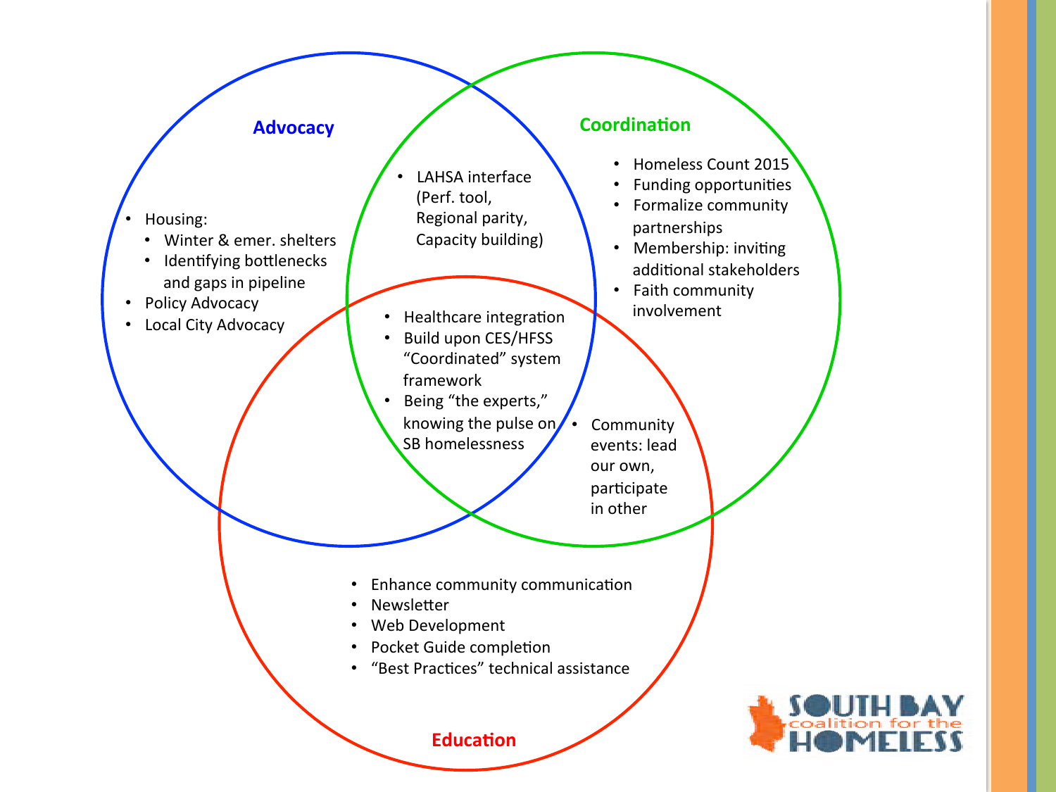## Advocacy

- Housing:
  - Winter & emer. shelters
  - Identifying bottlenecks and gaps in pipeline
- Policy Advocacy
- Local City Advocacy

## Advocacy & Coordination

- LAHSA interface (Perf. tool, Regional parity, Capacity building)

## Coordination

- Homeless Count 2015
- Funding opportunities
- Formalize community partnerships
- Membership: inviting additional stakeholders
- Faith community involvement

## Advocacy, Coordination & Education

- Healthcare integration
- Build upon CES/HFSS "Coordinated" system framework
- Being "the experts," knowing the pulse on SB homelessness

## Coordination & Education

- Community events: lead our own, participate in other

## Education

- Enhance community communication
- Newsletter
- Web Development
- Pocket Guide completion
- "Best Practices" technical assistance

SOUTH BAY coalition for the HOMELESS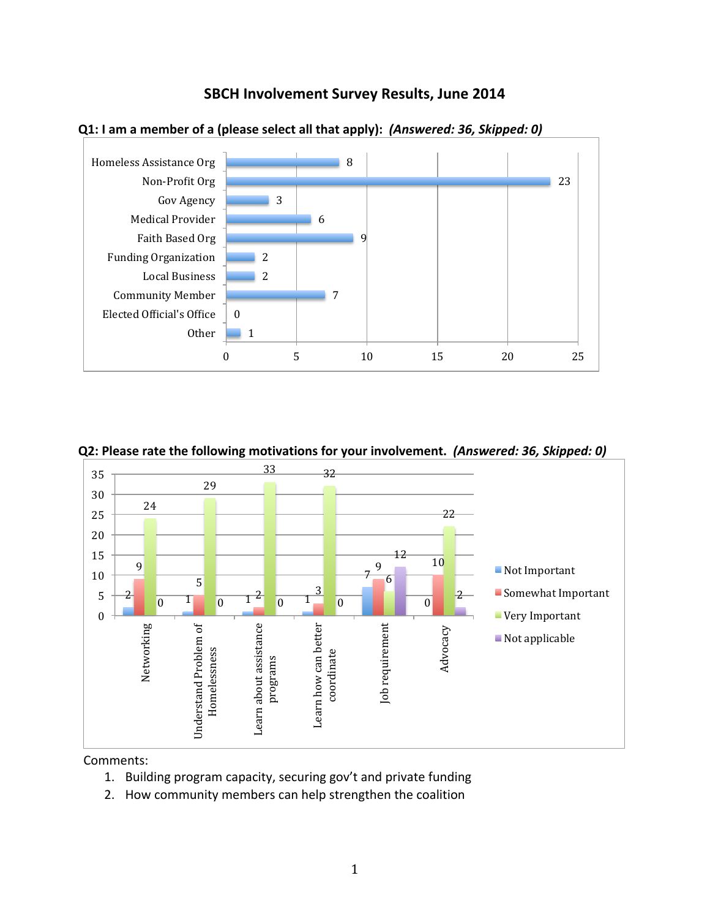# SBCH Involvement Survey Results, June 2014

**Q1: I am a member of a (please select all that apply):** ***(Answered: 36, Skipped: 0)***

| Category | Count |
| --- | --- |
| Homeless Assistance Org | 8 |
| Non-Profit Org | 23 |
| Gov Agency | 3 |
| Medical Provider | 6 |
| Faith Based Org | 9 |
| Funding Organization | 2 |
| Local Business | 2 |
| Community Member | 7 |
| Elected Official's Office | 0 |
| Other | 1 |

**Q2: Please rate the following motivations for your involvement.** ***(Answered: 36, Skipped: 0)***

| Motivation | Not Important | Somewhat Important | Very Important | Not applicable |
| --- | --- | --- | --- | --- |
| Networking | 2 | 9 | 24 | 0 |
| Understand Problem of Homelessness | 1 | 5 | 29 | 0 |
| Learn about assistance programs | 1 | 2 | 33 | 0 |
| Learn how can better coordinate | 1 | 3 | 32 | 0 |
| Job requirement | 7 | 9 | 6 | 12 |
| Advocacy | 0 | 10 | 22 | 2 |

Comments:

1. Building program capacity, securing gov't and private funding
2. How community members can help strengthen the coalition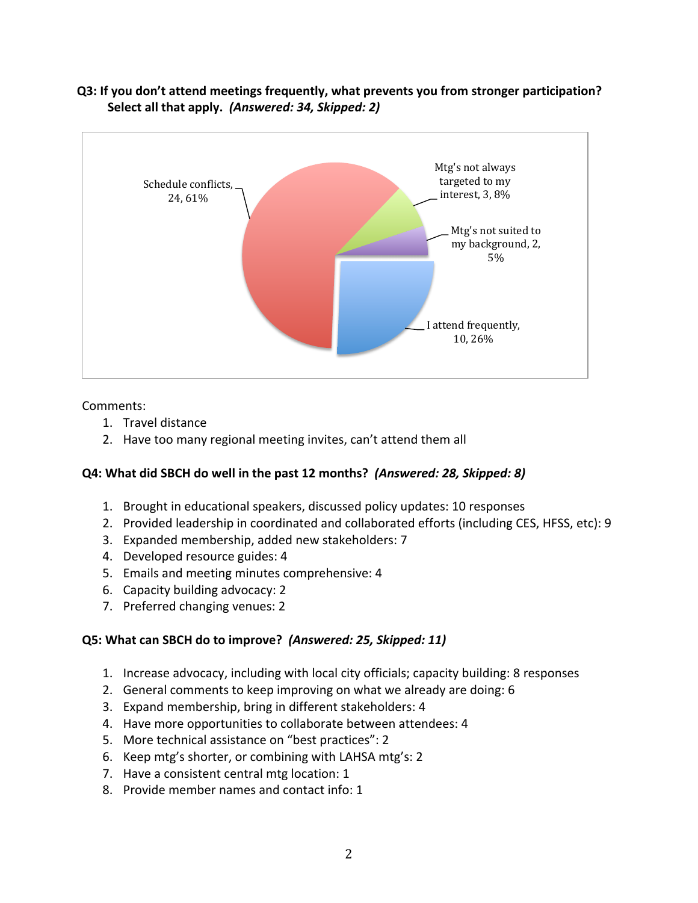**Q3: If you don't attend meetings frequently, what prevents you from stronger participation? Select all that apply.** ***(Answered: 34, Skipped: 2)***

Schedule conflicts, 24, 61%

Mtg's not always targeted to my interest, 3, 8%

Mtg's not suited to my background, 2, 5%

I attend frequently, 10, 26%

Comments:

1. Travel distance
2. Have too many regional meeting invites, can't attend them all

**Q4: What did SBCH do well in the past 12 months?** ***(Answered: 28, Skipped: 8)***

1. Brought in educational speakers, discussed policy updates: 10 responses
2. Provided leadership in coordinated and collaborated efforts (including CES, HFSS, etc): 9
3. Expanded membership, added new stakeholders: 7
4. Developed resource guides: 4
5. Emails and meeting minutes comprehensive: 4
6. Capacity building advocacy: 2
7. Preferred changing venues: 2

**Q5: What can SBCH do to improve?** ***(Answered: 25, Skipped: 11)***

1. Increase advocacy, including with local city officials; capacity building: 8 responses
2. General comments to keep improving on what we already are doing: 6
3. Expand membership, bring in different stakeholders: 4
4. Have more opportunities to collaborate between attendees: 4
5. More technical assistance on "best practices": 2
6. Keep mtg's shorter, or combining with LAHSA mtg's: 2
7. Have a consistent central mtg location: 1
8. Provide member names and contact info: 1